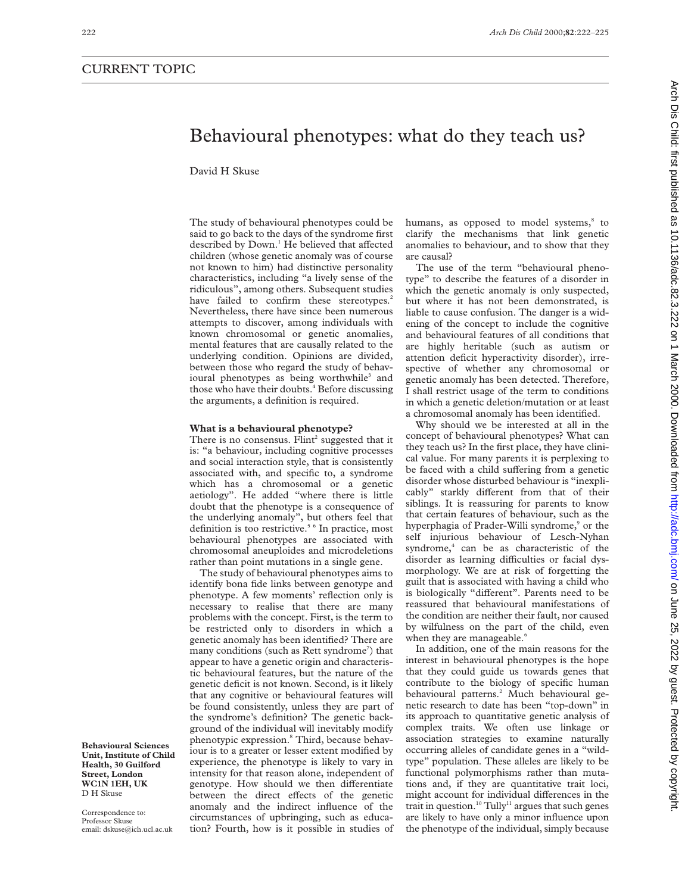CURRENT TOPIC

# Behavioural phenotypes: what do they teach us?

David H Skuse

The study of behavioural phenotypes could be said to go back to the days of the syndrome first described by Down.[1] He believed that affected children (whose genetic anomaly was of course not known to him) had distinctive personality characteristics, including "a lively sense of the ridiculous", among others. Subsequent studies have failed to confirm these stereotypes.[2] Nevertheless, there have since been numerous attempts to discover, among individuals with known chromosomal or genetic anomalies, mental features that are causally related to the underlying condition. Opinions are divided, between those who regard the study of behavioural phenotypes as being worthwhile[3] and those who have their doubts.[4] Before discussing the arguments, a definition is required.

**What is a behavioural phenotype?**

There is no consensus. Flint[2] suggested that it is: "a behaviour, including cognitive processes and social interaction style, that is consistently associated with, and specific to, a syndrome which has a chromosomal or a genetic aetiology". He added "where there is little doubt that the phenotype is a consequence of the underlying anomaly", but others feel that definition is too restrictive.[5 6] In practice, most behavioural phenotypes are associated with chromosomal aneuploides and microdeletions rather than point mutations in a single gene.

The study of behavioural phenotypes aims to identify bona fide links between genotype and phenotype. A few moments' reflection only is necessary to realise that there are many problems with the concept. First, is the term to be restricted only to disorders in which a genetic anomaly has been identified? There are many conditions (such as Rett syndrome[7]) that appear to have a genetic origin and characteristic behavioural features, but the nature of the genetic deficit is not known. Second, is it likely that any cognitive or behavioural features will be found consistently, unless they are part of the syndrome's definition? The genetic background of the individual will inevitably modify phenotypic expression.[8] Third, because behaviour is to a greater or lesser extent modified by experience, the phenotype is likely to vary in intensity for that reason alone, independent of genotype. How should we then differentiate between the direct effects of the genetic anomaly and the indirect influence of the circumstances of upbringing, such as education? Fourth, how is it possible in studies of humans, as opposed to model systems,[8] to clarify the mechanisms that link genetic anomalies to behaviour, and to show that they are causal?

The use of the term "behavioural phenotype" to describe the features of a disorder in which the genetic anomaly is only suspected, but where it has not been demonstrated, is liable to cause confusion. The danger is a widening of the concept to include the cognitive and behavioural features of all conditions that are highly heritable (such as autism or attention deficit hyperactivity disorder), irrespective of whether any chromosomal or genetic anomaly has been detected. Therefore, I shall restrict usage of the term to conditions in which a genetic deletion/mutation or at least a chromosomal anomaly has been identified.

Why should we be interested at all in the concept of behavioural phenotypes? What can they teach us? In the first place, they have clinical value. For many parents it is perplexing to be faced with a child suffering from a genetic disorder whose disturbed behaviour is "inexplicably" starkly different from that of their siblings. It is reassuring for parents to know that certain features of behaviour, such as the hyperphagia of Prader-Willi syndrome,[9] or the self injurious behaviour of Lesch-Nyhan syndrome,[4] can be as characteristic of the disorder as learning difficulties or facial dysmorphology. We are at risk of forgetting the guilt that is associated with having a child who is biologically "different". Parents need to be reassured that behavioural manifestations of the condition are neither their fault, nor caused by wilfulness on the part of the child, even when they are manageable.[6]

In addition, one of the main reasons for the interest in behavioural phenotypes is the hope that they could guide us towards genes that contribute to the biology of specific human behavioural patterns.[2] Much behavioural genetic research to date has been "top-down" in its approach to quantitative genetic analysis of complex traits. We often use linkage or association strategies to examine naturally occurring alleles of candidate genes in a "wild-type" population. These alleles are likely to be functional polymorphisms rather than mutations and, if they are quantitative trait loci, might account for individual differences in the trait in question.[10] Tully[11] argues that such genes are likely to have only a minor influence upon the phenotype of the individual, simply because

**Behavioural Sciences Unit, Institute of Child Health, 30 Guilford Street, London WC1N 1EH, UK**
D H Skuse

Correspondence to: Professor Skuse
email: dskuse@ich.ucl.ac.uk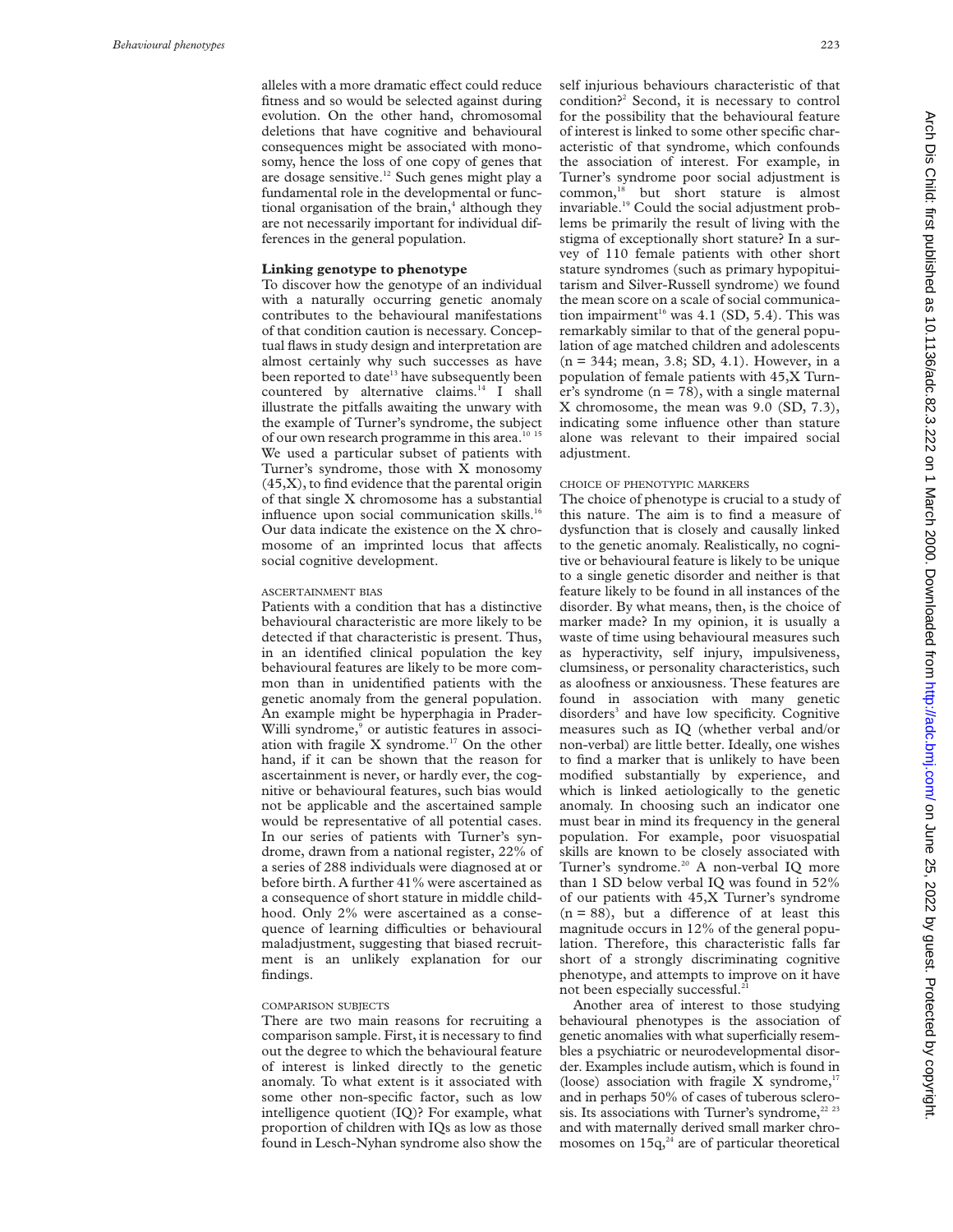alleles with a more dramatic effect could reduce fitness and so would be selected against during evolution. On the other hand, chromosomal deletions that have cognitive and behavioural consequences might be associated with monosomy, hence the loss of one copy of genes that are dosage sensitive.[12] Such genes might play a fundamental role in the developmental or functional organisation of the brain,[4] although they are not necessarily important for individual differences in the general population.

## Linking genotype to phenotype

To discover how the genotype of an individual with a naturally occurring genetic anomaly contributes to the behavioural manifestations of that condition caution is necessary. Conceptual flaws in study design and interpretation are almost certainly why such successes as have been reported to date[13] have subsequently been countered by alternative claims.[14] I shall illustrate the pitfalls awaiting the unwary with the example of Turner's syndrome, the subject of our own research programme in this area.[10,15] We used a particular subset of patients with Turner's syndrome, those with X monosomy (45,X), to find evidence that the parental origin of that single X chromosome has a substantial influence upon social communication skills.[16] Our data indicate the existence on the X chromosome of an imprinted locus that affects social cognitive development.

### ASCERTAINMENT BIAS

Patients with a condition that has a distinctive behavioural characteristic are more likely to be detected if that characteristic is present. Thus, in an identified clinical population the key behavioural features are likely to be more common than in unidentified patients with the genetic anomaly from the general population. An example might be hyperphagia in Prader-Willi syndrome,[9] or autistic features in association with fragile X syndrome.[17] On the other hand, if it can be shown that the reason for ascertainment is never, or hardly ever, the cognitive or behavioural features, such bias would not be applicable and the ascertained sample would be representative of all potential cases. In our series of patients with Turner's syndrome, drawn from a national register, 22% of a series of 288 individuals were diagnosed at or before birth. A further 41% were ascertained as a consequence of short stature in middle childhood. Only 2% were ascertained as a consequence of learning difficulties or behavioural maladjustment, suggesting that biased recruitment is an unlikely explanation for our findings.

### COMPARISON SUBJECTS

There are two main reasons for recruiting a comparison sample. First, it is necessary to find out the degree to which the behavioural feature of interest is linked directly to the genetic anomaly. To what extent is it associated with some other non-specific factor, such as low intelligence quotient (IQ)? For example, what proportion of children with IQs as low as those found in Lesch-Nyhan syndrome also show the self injurious behaviours characteristic of that condition?[2] Second, it is necessary to control for the possibility that the behavioural feature of interest is linked to some other specific characteristic of that syndrome, which confounds the association of interest. For example, in Turner's syndrome poor social adjustment is common,[18] but short stature is almost invariable.[19] Could the social adjustment problems be primarily the result of living with the stigma of exceptionally short stature? In a survey of 110 female patients with other short stature syndromes (such as primary hypopituitarism and Silver-Russell syndrome) we found the mean score on a scale of social communication impairment[16] was 4.1 (SD, 5.4). This was remarkably similar to that of the general population of age matched children and adolescents (n = 344; mean, 3.8; SD, 4.1). However, in a population of female patients with 45,X Turner's syndrome (n = 78), with a single maternal X chromosome, the mean was 9.0 (SD, 7.3), indicating some influence other than stature alone was relevant to their impaired social adjustment.

### CHOICE OF PHENOTYPIC MARKERS

The choice of phenotype is crucial to a study of this nature. The aim is to find a measure of dysfunction that is closely and causally linked to the genetic anomaly. Realistically, no cognitive or behavioural feature is likely to be unique to a single genetic disorder and neither is that feature likely to be found in all instances of the disorder. By what means, then, is the choice of marker made? In my opinion, it is usually a waste of time using behavioural measures such as hyperactivity, self injury, impulsiveness, clumsiness, or personality characteristics, such as aloofness or anxiousness. These features are found in association with many genetic disorders[3] and have low specificity. Cognitive measures such as IQ (whether verbal and/or non-verbal) are little better. Ideally, one wishes to find a marker that is unlikely to have been modified substantially by experience, and which is linked aetiologically to the genetic anomaly. In choosing such an indicator one must bear in mind its frequency in the general population. For example, poor visuospatial skills are known to be closely associated with Turner's syndrome.[20] A non-verbal IQ more than 1 SD below verbal IQ was found in 52% of our patients with 45,X Turner's syndrome (n = 88), but a difference of at least this magnitude occurs in 12% of the general population. Therefore, this characteristic falls far short of a strongly discriminating cognitive phenotype, and attempts to improve on it have not been especially successful.[21]

Another area of interest to those studying behavioural phenotypes is the association of genetic anomalies with what superficially resembles a psychiatric or neurodevelopmental disorder. Examples include autism, which is found in (loose) association with fragile X syndrome,[17] and in perhaps 50% of cases of tuberous sclerosis. Its associations with Turner's syndrome,[22,23] and with maternally derived small marker chromosomes on 15q,[24] are of particular theoretical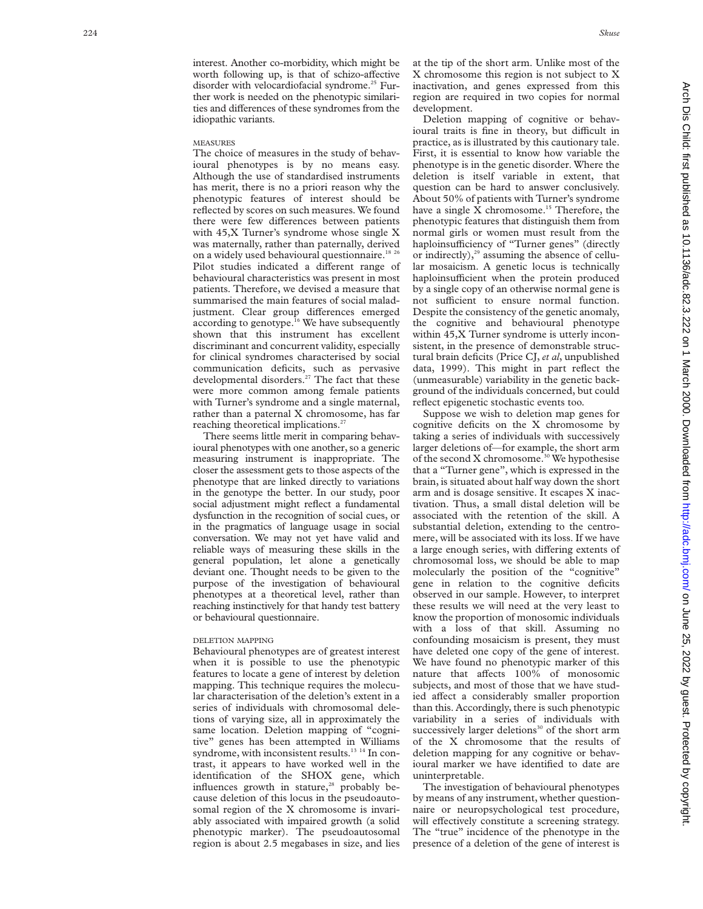interest. Another co-morbidity, which might be worth following up, is that of schizo-affective disorder with velocardiofacial syndrome.[25] Further work is needed on the phenotypic similarities and differences of these syndromes from the idiopathic variants.

### MEASURES

The choice of measures in the study of behavioural phenotypes is by no means easy. Although the use of standardised instruments has merit, there is no a priori reason why the phenotypic features of interest should be reflected by scores on such measures. We found there were few differences between patients with 45,X Turner's syndrome whose single X was maternally, rather than paternally, derived on a widely used behavioural questionnaire.[18 26] Pilot studies indicated a different range of behavioural characteristics was present in most patients. Therefore, we devised a measure that summarised the main features of social maladjustment. Clear group differences emerged according to genotype.[16] We have subsequently shown that this instrument has excellent discriminant and concurrent validity, especially for clinical syndromes characterised by social communication deficits, such as pervasive developmental disorders.[27] The fact that these were more common among female patients with Turner's syndrome and a single maternal, rather than a paternal X chromosome, has far reaching theoretical implications.[27]

There seems little merit in comparing behavioural phenotypes with one another, so a generic measuring instrument is inappropriate. The closer the assessment gets to those aspects of the phenotype that are linked directly to variations in the genotype the better. In our study, poor social adjustment might reflect a fundamental dysfunction in the recognition of social cues, or in the pragmatics of language usage in social conversation. We may not yet have valid and reliable ways of measuring these skills in the general population, let alone a genetically deviant one. Thought needs to be given to the purpose of the investigation of behavioural phenotypes at a theoretical level, rather than reaching instinctively for that handy test battery or behavioural questionnaire.

### DELETION MAPPING

Behavioural phenotypes are of greatest interest when it is possible to use the phenotypic features to locate a gene of interest by deletion mapping. This technique requires the molecular characterisation of the deletion's extent in a series of individuals with chromosomal deletions of varying size, all in approximately the same location. Deletion mapping of "cognitive" genes has been attempted in Williams syndrome, with inconsistent results.[13 14] In contrast, it appears to have worked well in the identification of the SHOX gene, which influences growth in stature,[28] probably because deletion of this locus in the pseudoautosomal region of the X chromosome is invariably associated with impaired growth (a solid phenotypic marker). The pseudoautosomal region is about 2.5 megabases in size, and lies at the tip of the short arm. Unlike most of the X chromosome this region is not subject to X inactivation, and genes expressed from this region are required in two copies for normal development.

Deletion mapping of cognitive or behavioural traits is fine in theory, but difficult in practice, as is illustrated by this cautionary tale. First, it is essential to know how variable the phenotype is in the genetic disorder. Where the deletion is itself variable in extent, that question can be hard to answer conclusively. About 50% of patients with Turner's syndrome have a single X chromosome.[15] Therefore, the phenotypic features that distinguish them from normal girls or women must result from the haploinsufficiency of "Turner genes" (directly or indirectly),[29] assuming the absence of cellular mosaicism. A genetic locus is technically haploinsufficient when the protein produced by a single copy of an otherwise normal gene is not sufficient to ensure normal function. Despite the consistency of the genetic anomaly, the cognitive and behavioural phenotype within 45,X Turner syndrome is utterly inconsistent, in the presence of demonstrable structural brain deficits (Price CJ, *et al*, unpublished data, 1999). This might in part reflect the (unmeasurable) variability in the genetic background of the individuals concerned, but could reflect epigenetic stochastic events too.

Suppose we wish to deletion map genes for cognitive deficits on the X chromosome by taking a series of individuals with successively larger deletions of—for example, the short arm of the second X chromosome.[30] We hypothesise that a "Turner gene", which is expressed in the brain, is situated about half way down the short arm and is dosage sensitive. It escapes X inactivation. Thus, a small distal deletion will be associated with the retention of the skill. A substantial deletion, extending to the centromere, will be associated with its loss. If we have a large enough series, with differing extents of chromosomal loss, we should be able to map molecularly the position of the "cognitive" gene in relation to the cognitive deficits observed in our sample. However, to interpret these results we will need at the very least to know the proportion of monosomic individuals with a loss of that skill. Assuming no confounding mosaicism is present, they must have deleted one copy of the gene of interest. We have found no phenotypic marker of this nature that affects 100% of monosomic subjects, and most of those that we have studied affect a considerably smaller proportion than this. Accordingly, there is such phenotypic variability in a series of individuals with successively larger deletions[30] of the short arm of the X chromosome that the results of deletion mapping for any cognitive or behavioural marker we have identified to date are uninterpretable.

The investigation of behavioural phenotypes by means of any instrument, whether questionnaire or neuropsychological test procedure, will effectively constitute a screening strategy. The "true" incidence of the phenotype in the presence of a deletion of the gene of interest is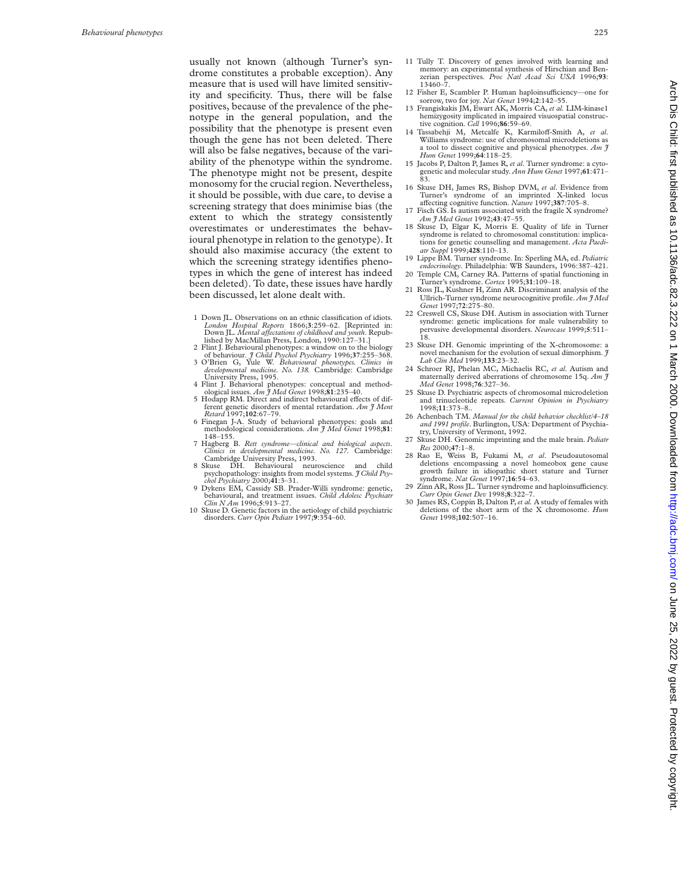usually not known (although Turner's syndrome constitutes a probable exception). Any measure that is used will have limited sensitivity and specificity. Thus, there will be false positives, because of the prevalence of the phenotype in the general population, and the possibility that the phenotype is present even though the gene has not been deleted. There will also be false negatives, because of the variability of the phenotype within the syndrome. The phenotype might not be present, despite monosomy for the crucial region. Nevertheless, it should be possible, with due care, to devise a screening strategy that does minimise bias (the extent to which the strategy consistently overestimates or underestimates the behavioural phenotype in relation to the genotype). It should also maximise accuracy (the extent to which the screening strategy identifies phenotypes in which the gene of interest has indeed been deleted). To date, these issues have hardly been discussed, let alone dealt with.

1 Down JL. Observations on an ethnic classification of idiots. *London Hospital Reports* 1866;**3**:259–62. [Reprinted in: Down JL. *Mental affectations of childhood and youth*. Republished by MacMillan Press, London, 1990:127–31.]
2 Flint J. Behavioural phenotypes: a window on to the biology of behaviour. *J Child Psychol Psychiatry* 1996;**37**:255–368.
3 O'Brien G, Yule W. *Behavioural phenotypes. Clinics in developmental medicine. No. 138.* Cambridge: Cambridge University Press, 1995.
4 Flint J. Behavioral phenotypes: conceptual and methodological issues. *Am J Med Genet* 1998;**81**:235–40.
5 Hodapp RM. Direct and indirect behavioural effects of different genetic disorders of mental retardation. *Am J Ment Retard* 1997;**102**:67–79.
6 Finegan J-A. Study of behavioral phenotypes: goals and methodological considerations. *Am J Med Genet* 1998;**81**:148–155.
7 Hagberg B. *Rett syndrome—clinical and biological aspects. Clinics in developmental medicine. No. 127.* Cambridge: Cambridge University Press, 1993.
8 Skuse DH. Behavioural neuroscience and child psychopathology: insights from model systems. *J Child Psychol Psychiatry* 2000;**41**:3–31.
9 Dykens EM, Cassidy SB. Prader-Willi syndrome: genetic, behavioural, and treatment issues. *Child Adolesc Psychiatr Clin N Am* 1996;**5**:913–27.
10 Skuse D. Genetic factors in the aetiology of child psychiatric disorders. *Curr Opin Pediatr* 1997;**9**:354–60.
11 Tully T. Discovery of genes involved with learning and memory: an experimental synthesis of Hirschian and Benzerian perspectives. *Proc Natl Acad Sci USA* 1996;**93**:13460–7.
12 Fisher E, Scambler P. Human haploinsufficiency—one for sorrow, two for joy. *Nat Genet* 1994;**2**:142–55.
13 Frangiskakis JM, Ewart AK, Morris CA, *et al.* LIM-kinase1 hemizygosity implicated in impaired visuospatial constructive cognition. *Cell* 1996;**86**:59–69.
14 Tassabehji M, Metcalfe K, Karmiloff-Smith A, *et al.* Williams syndrome: use of chromosomal microdeletions as a tool to dissect cognitive and physical phenotypes. *Am J Hum Genet* 1999;**64**:118–25.
15 Jacobs P, Dalton P, James R, *et al.* Turner syndrome: a cytogenetic and molecular study. *Ann Hum Genet* 1997;**61**:471–83.
16 Skuse DH, James RS, Bishop DVM, *et al.* Evidence from Turner's syndrome of an imprinted X-linked locus affecting cognitive function. *Nature* 1997;**387**:705–8.
17 Fisch GS. Is autism associated with the fragile X syndrome? *Am J Med Genet* 1992;**43**:47–55.
18 Skuse D, Elgar K, Morris E. Quality of life in Turner syndrome is related to chromosomal constitution: implications for genetic counselling and management. *Acta Paediatr Suppl* 1999;**428**:110–13.
19 Lippe BM. Turner syndrome. In: Sperling MA, ed. *Pediatric endocrinology*. Philadelphia: WB Saunders, 1996:387–421.
20 Temple CM, Carney RA. Patterns of spatial functioning in Turner's syndrome. *Cortex* 1995;**31**:109–18.
21 Ross JL, Kushner H, Zinn AR. Discriminant analysis of the Ullrich-Turner syndrome neurocognitive profile. *Am J Med Genet* 1997;**72**:275–80.
22 Creswell CS, Skuse DH. Autism in association with Turner syndrome: genetic implications for male vulnerability to pervasive developmental disorders. *Neurocase* 1999;**5**:511–18.
23 Skuse DH. Genomic imprinting of the X-chromosome: a novel mechanism for the evolution of sexual dimorphism. *J Lab Clin Med* 1999;**133**:23–32.
24 Schroer RJ, Phelan MC, Michaelis RC, *et al.* Autism and maternally derived aberrations of chromosome 15q. *Am J Med Genet* 1998;**76**:327–36.
25 Skuse D. Psychiatric aspects of chromosomal microdeletion and trinucleotide repeats. *Current Opinion in Psychiatry* 1998;**11**:373–8..
26 Achenbach TM. *Manual for the child behavior checklist/4–18 and 1991 profile*. Burlington, USA: Department of Psychiatry, University of Vermont, 1992.
27 Skuse DH. Genomic imprinting and the male brain. *Pediatr Res* 2000;**47**:1–8.
28 Rao E, Weiss B, Fukami M, *et al.* Pseudoautosomal deletions encompassing a novel homeobox gene cause growth failure in idiopathic short stature and Turner syndrome. *Nat Genet* 1997;**16**:54–63.
29 Zinn AR, Ross JL. Turner syndrome and haploinsufficiency. *Curr Opin Genet Dev* 1998;**8**:322–7.
30 James RS, Coppin B, Dalton P, *et al.* A study of females with deletions of the short arm of the X chromosome. *Hum Genet* 1998;**102**:507–16.